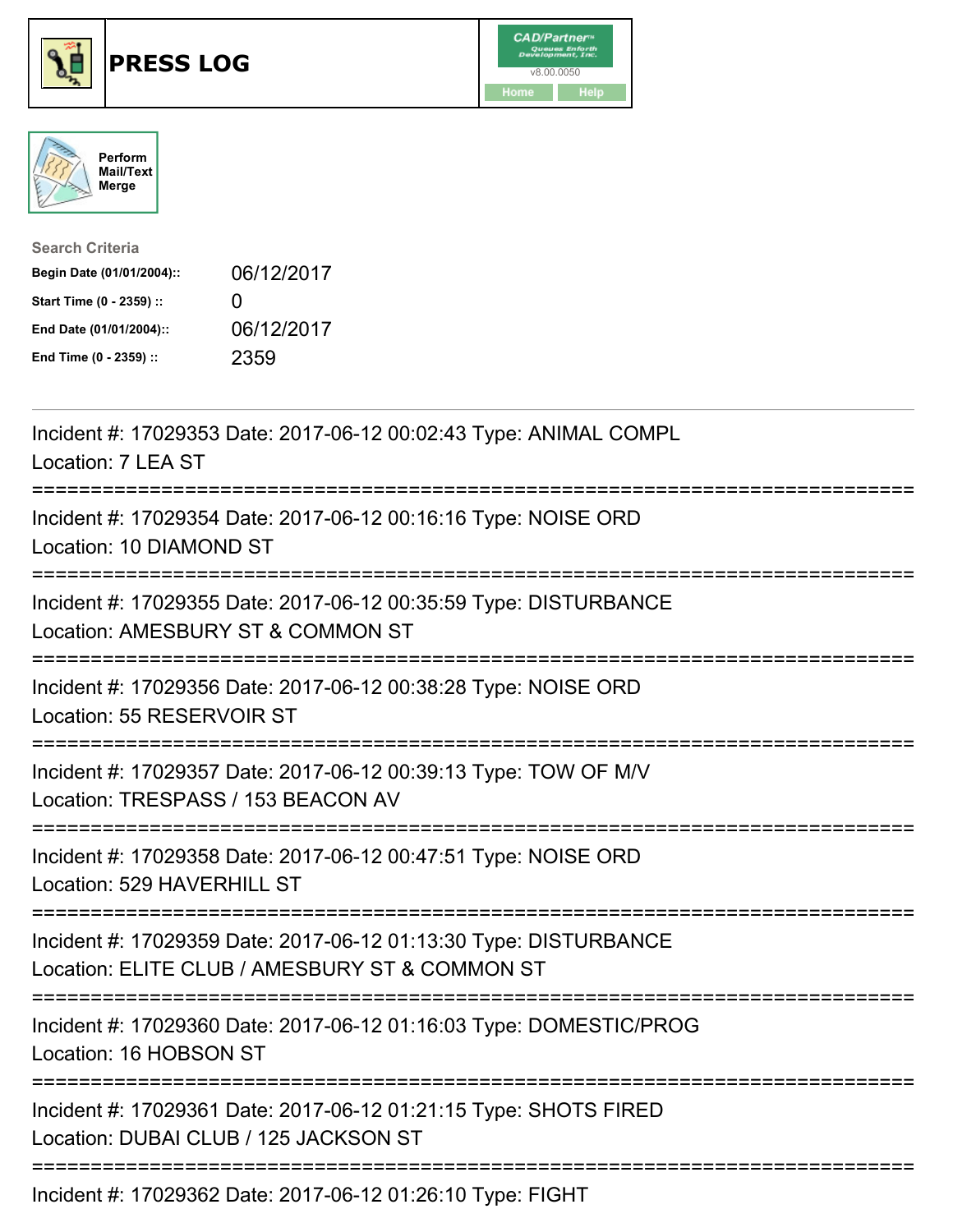# PRESS LOG

Perform Mail/Text Merge

Search Criteria

| | |
|---|---|
| **Begin Date (01/01/2004)::** | 06/12/2017 |
| **Start Time (0 - 2359) ::** | 0 |
| **End Date (01/01/2004)::** | 06/12/2017 |
| **End Time (0 - 2359) ::** | 2359 |

---

Incident #: 17029353 Date: 2017-06-12 00:02:43 Type: ANIMAL COMPL
Location: 7 LEA ST

===========================================================================

Incident #: 17029354 Date: 2017-06-12 00:16:16 Type: NOISE ORD
Location: 10 DIAMOND ST

===========================================================================

Incident #: 17029355 Date: 2017-06-12 00:35:59 Type: DISTURBANCE
Location: AMESBURY ST & COMMON ST

===========================================================================

Incident #: 17029356 Date: 2017-06-12 00:38:28 Type: NOISE ORD
Location: 55 RESERVOIR ST

===========================================================================

Incident #: 17029357 Date: 2017-06-12 00:39:13 Type: TOW OF M/V
Location: TRESPASS / 153 BEACON AV

===========================================================================

Incident #: 17029358 Date: 2017-06-12 00:47:51 Type: NOISE ORD
Location: 529 HAVERHILL ST

===========================================================================

Incident #: 17029359 Date: 2017-06-12 01:13:30 Type: DISTURBANCE
Location: ELITE CLUB / AMESBURY ST & COMMON ST

===========================================================================

Incident #: 17029360 Date: 2017-06-12 01:16:03 Type: DOMESTIC/PROG
Location: 16 HOBSON ST

===========================================================================

Incident #: 17029361 Date: 2017-06-12 01:21:15 Type: SHOTS FIRED
Location: DUBAI CLUB / 125 JACKSON ST

===========================================================================

Incident #: 17029362 Date: 2017-06-12 01:26:10 Type: FIGHT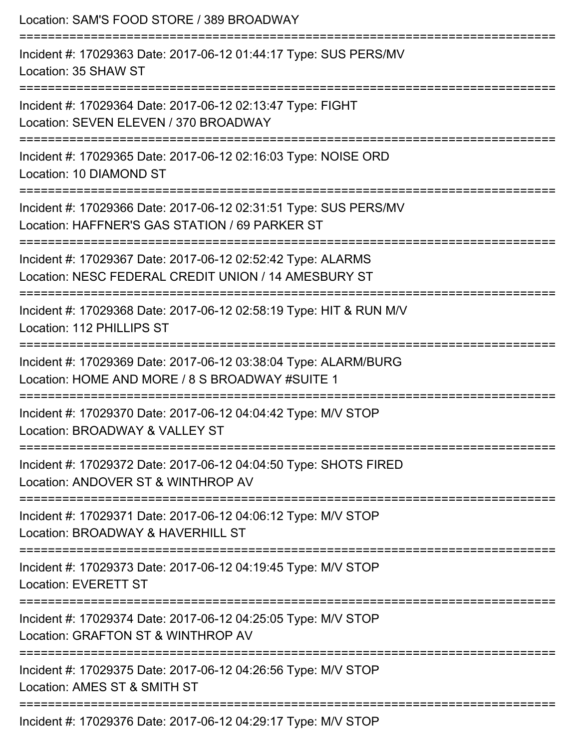Location: SAM'S FOOD STORE / 389 BROADWAY

===========================================================================

Incident #: 17029363 Date: 2017-06-12 01:44:17 Type: SUS PERS/MV
Location: 35 SHAW ST

===========================================================================

Incident #: 17029364 Date: 2017-06-12 02:13:47 Type: FIGHT
Location: SEVEN ELEVEN / 370 BROADWAY

===========================================================================

Incident #: 17029365 Date: 2017-06-12 02:16:03 Type: NOISE ORD
Location: 10 DIAMOND ST

===========================================================================

Incident #: 17029366 Date: 2017-06-12 02:31:51 Type: SUS PERS/MV
Location: HAFFNER'S GAS STATION / 69 PARKER ST

===========================================================================

Incident #: 17029367 Date: 2017-06-12 02:52:42 Type: ALARMS
Location: NESC FEDERAL CREDIT UNION / 14 AMESBURY ST

===========================================================================

Incident #: 17029368 Date: 2017-06-12 02:58:19 Type: HIT & RUN M/V
Location: 112 PHILLIPS ST

===========================================================================

Incident #: 17029369 Date: 2017-06-12 03:38:04 Type: ALARM/BURG
Location: HOME AND MORE / 8 S BROADWAY #SUITE 1

===========================================================================

Incident #: 17029370 Date: 2017-06-12 04:04:42 Type: M/V STOP
Location: BROADWAY & VALLEY ST

===========================================================================

Incident #: 17029372 Date: 2017-06-12 04:04:50 Type: SHOTS FIRED
Location: ANDOVER ST & WINTHROP AV

===========================================================================

Incident #: 17029371 Date: 2017-06-12 04:06:12 Type: M/V STOP
Location: BROADWAY & HAVERHILL ST

===========================================================================

Incident #: 17029373 Date: 2017-06-12 04:19:45 Type: M/V STOP
Location: EVERETT ST

===========================================================================

Incident #: 17029374 Date: 2017-06-12 04:25:05 Type: M/V STOP
Location: GRAFTON ST & WINTHROP AV

===========================================================================

Incident #: 17029375 Date: 2017-06-12 04:26:56 Type: M/V STOP
Location: AMES ST & SMITH ST

===========================================================================

Incident #: 17029376 Date: 2017-06-12 04:29:17 Type: M/V STOP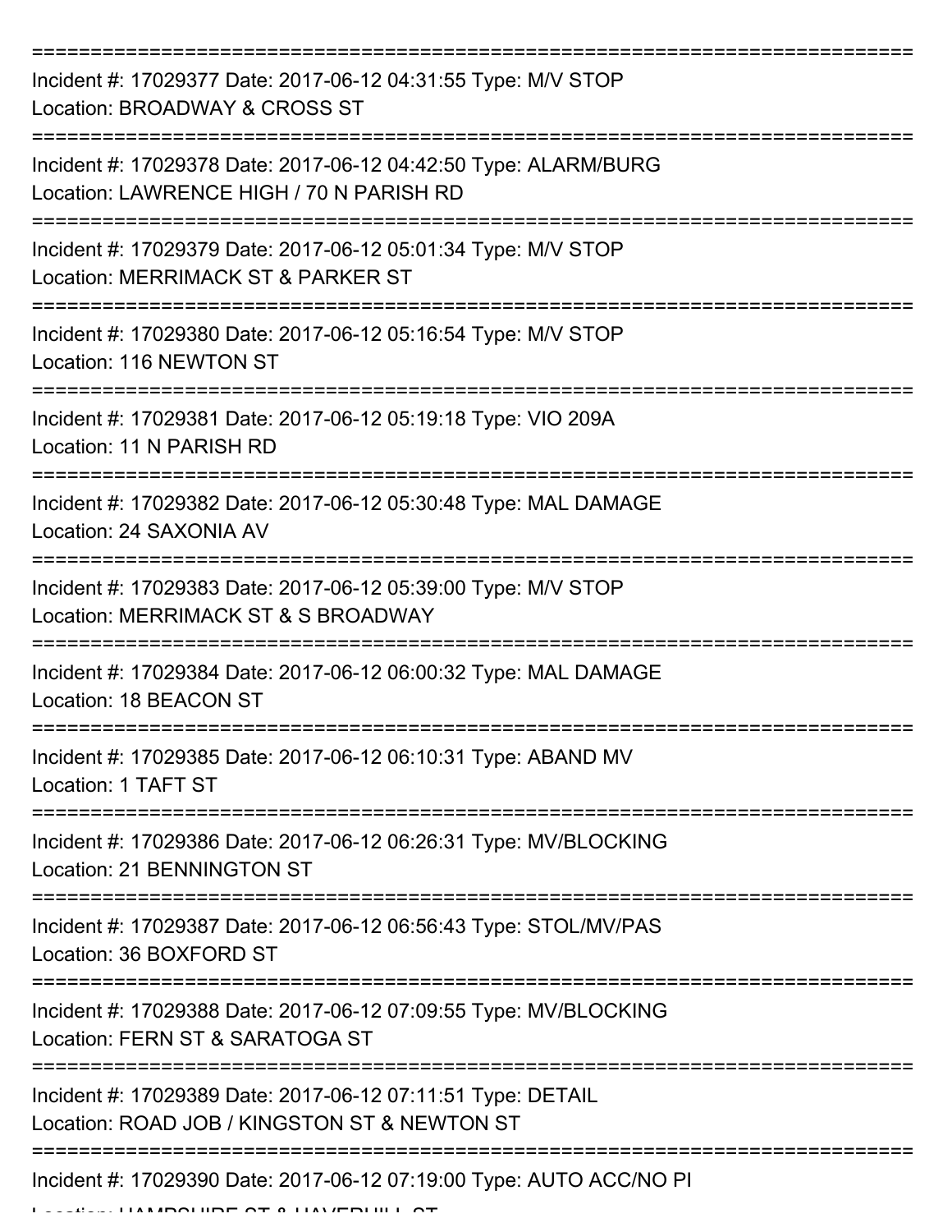===========================================================================

Incident #: 17029377 Date: 2017-06-12 04:31:55 Type: M/V STOP
Location: BROADWAY & CROSS ST

===========================================================================

Incident #: 17029378 Date: 2017-06-12 04:42:50 Type: ALARM/BURG
Location: LAWRENCE HIGH / 70 N PARISH RD

===========================================================================

Incident #: 17029379 Date: 2017-06-12 05:01:34 Type: M/V STOP
Location: MERRIMACK ST & PARKER ST

===========================================================================

Incident #: 17029380 Date: 2017-06-12 05:16:54 Type: M/V STOP
Location: 116 NEWTON ST

===========================================================================

Incident #: 17029381 Date: 2017-06-12 05:19:18 Type: VIO 209A
Location: 11 N PARISH RD

===========================================================================

Incident #: 17029382 Date: 2017-06-12 05:30:48 Type: MAL DAMAGE
Location: 24 SAXONIA AV

===========================================================================

Incident #: 17029383 Date: 2017-06-12 05:39:00 Type: M/V STOP
Location: MERRIMACK ST & S BROADWAY

===========================================================================

Incident #: 17029384 Date: 2017-06-12 06:00:32 Type: MAL DAMAGE
Location: 18 BEACON ST

===========================================================================

Incident #: 17029385 Date: 2017-06-12 06:10:31 Type: ABAND MV
Location: 1 TAFT ST

===========================================================================

Incident #: 17029386 Date: 2017-06-12 06:26:31 Type: MV/BLOCKING
Location: 21 BENNINGTON ST

===========================================================================

Incident #: 17029387 Date: 2017-06-12 06:56:43 Type: STOL/MV/PAS
Location: 36 BOXFORD ST

===========================================================================

Incident #: 17029388 Date: 2017-06-12 07:09:55 Type: MV/BLOCKING
Location: FERN ST & SARATOGA ST

===========================================================================

Incident #: 17029389 Date: 2017-06-12 07:11:51 Type: DETAIL
Location: ROAD JOB / KINGSTON ST & NEWTON ST

===========================================================================

Incident #: 17029390 Date: 2017-06-12 07:19:00 Type: AUTO ACC/NO PI
Location: HAMPSHIRE ST & HAVERHILL ST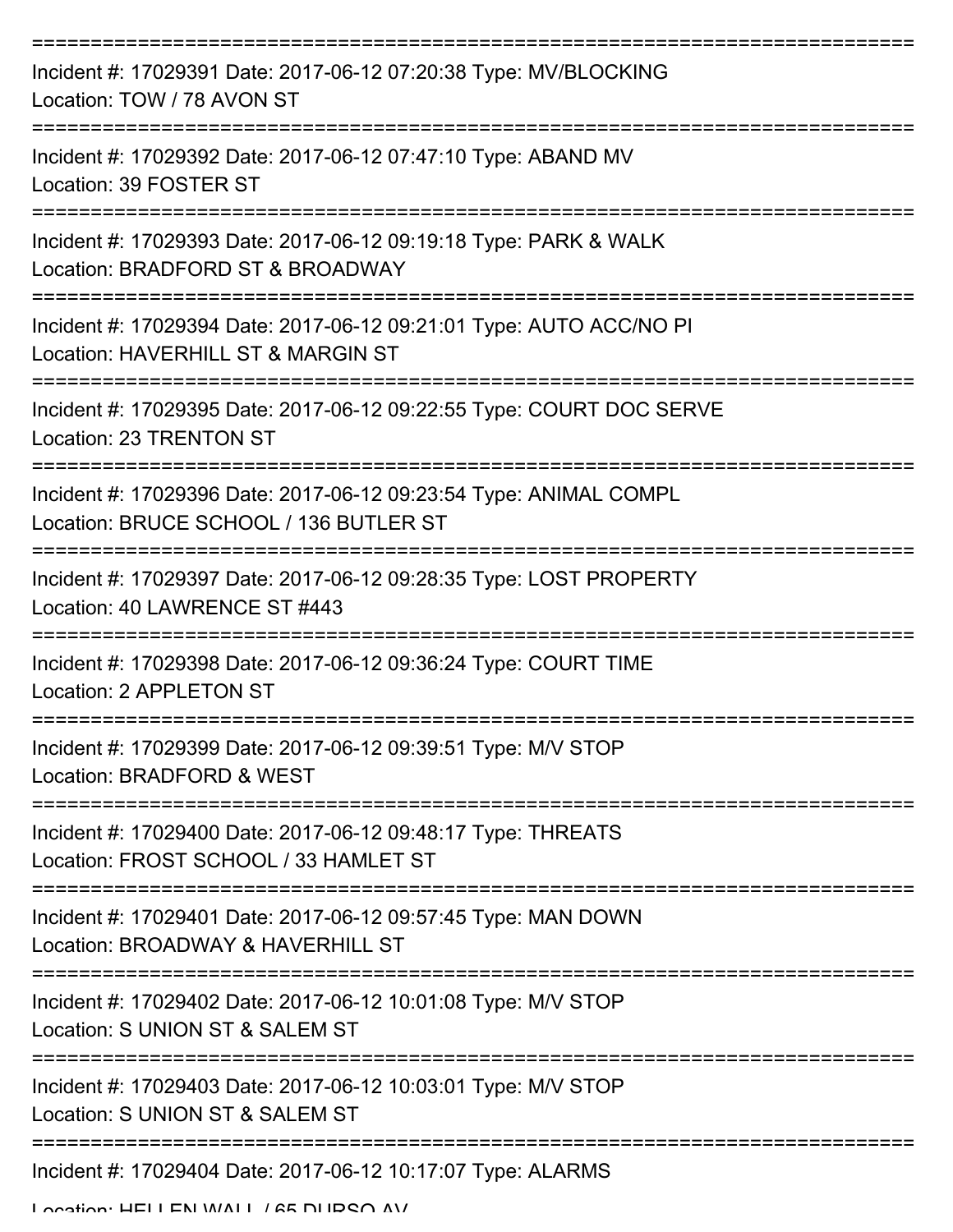===========================================================================

Incident #: 17029391 Date: 2017-06-12 07:20:38 Type: MV/BLOCKING

Location: TOW / 78 AVON ST

===========================================================================

Incident #: 17029392 Date: 2017-06-12 07:47:10 Type: ABAND MV

Location: 39 FOSTER ST

===========================================================================

Incident #: 17029393 Date: 2017-06-12 09:19:18 Type: PARK & WALK

Location: BRADFORD ST & BROADWAY

===========================================================================

Incident #: 17029394 Date: 2017-06-12 09:21:01 Type: AUTO ACC/NO PI

Location: HAVERHILL ST & MARGIN ST

===========================================================================

Incident #: 17029395 Date: 2017-06-12 09:22:55 Type: COURT DOC SERVE

Location: 23 TRENTON ST

===========================================================================

Incident #: 17029396 Date: 2017-06-12 09:23:54 Type: ANIMAL COMPL

Location: BRUCE SCHOOL / 136 BUTLER ST

===========================================================================

Incident #: 17029397 Date: 2017-06-12 09:28:35 Type: LOST PROPERTY

Location: 40 LAWRENCE ST #443

===========================================================================

Incident #: 17029398 Date: 2017-06-12 09:36:24 Type: COURT TIME

Location: 2 APPLETON ST

===========================================================================

Incident #: 17029399 Date: 2017-06-12 09:39:51 Type: M/V STOP

Location: BRADFORD & WEST

===========================================================================

Incident #: 17029400 Date: 2017-06-12 09:48:17 Type: THREATS

Location: FROST SCHOOL / 33 HAMLET ST

===========================================================================

Incident #: 17029401 Date: 2017-06-12 09:57:45 Type: MAN DOWN

Location: BROADWAY & HAVERHILL ST

===========================================================================

Incident #: 17029402 Date: 2017-06-12 10:01:08 Type: M/V STOP

Location: S UNION ST & SALEM ST

===========================================================================

Incident #: 17029403 Date: 2017-06-12 10:03:01 Type: M/V STOP

Location: S UNION ST & SALEM ST

===========================================================================

Incident #: 17029404 Date: 2017-06-12 10:17:07 Type: ALARMS

Location: HELLEN WALL / 65 DURSO AV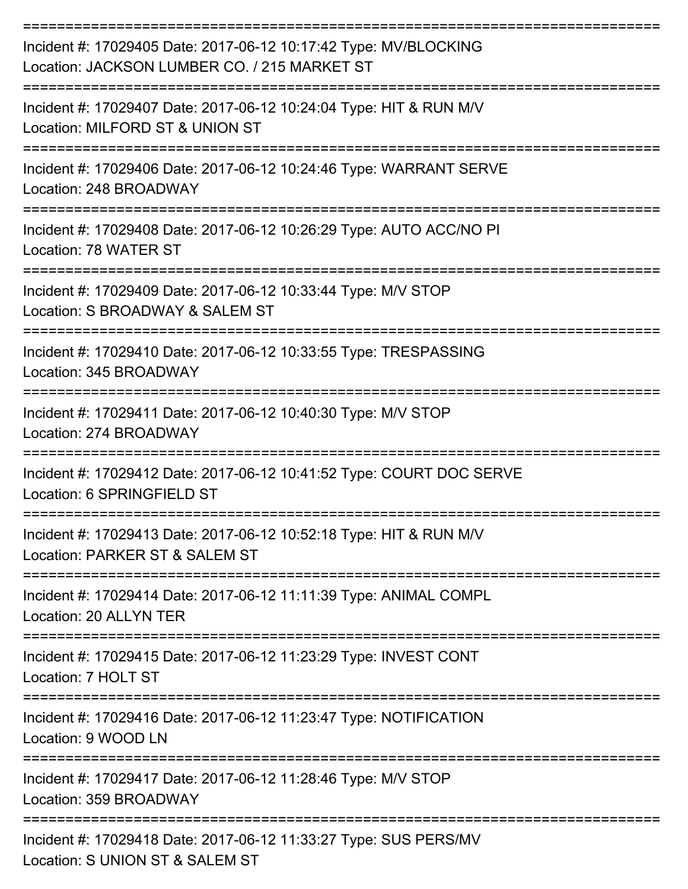===========================================================================

Incident #: 17029405 Date: 2017-06-12 10:17:42 Type: MV/BLOCKING
Location: JACKSON LUMBER CO. / 215 MARKET ST

===========================================================================

Incident #: 17029407 Date: 2017-06-12 10:24:04 Type: HIT & RUN M/V
Location: MILFORD ST & UNION ST

===========================================================================

Incident #: 17029406 Date: 2017-06-12 10:24:46 Type: WARRANT SERVE
Location: 248 BROADWAY

===========================================================================

Incident #: 17029408 Date: 2017-06-12 10:26:29 Type: AUTO ACC/NO PI
Location: 78 WATER ST

===========================================================================

Incident #: 17029409 Date: 2017-06-12 10:33:44 Type: M/V STOP
Location: S BROADWAY & SALEM ST

===========================================================================

Incident #: 17029410 Date: 2017-06-12 10:33:55 Type: TRESPASSING
Location: 345 BROADWAY

===========================================================================

Incident #: 17029411 Date: 2017-06-12 10:40:30 Type: M/V STOP
Location: 274 BROADWAY

===========================================================================

Incident #: 17029412 Date: 2017-06-12 10:41:52 Type: COURT DOC SERVE
Location: 6 SPRINGFIELD ST

===========================================================================

Incident #: 17029413 Date: 2017-06-12 10:52:18 Type: HIT & RUN M/V
Location: PARKER ST & SALEM ST

===========================================================================

Incident #: 17029414 Date: 2017-06-12 11:11:39 Type: ANIMAL COMPL
Location: 20 ALLYN TER

===========================================================================

Incident #: 17029415 Date: 2017-06-12 11:23:29 Type: INVEST CONT
Location: 7 HOLT ST

===========================================================================

Incident #: 17029416 Date: 2017-06-12 11:23:47 Type: NOTIFICATION
Location: 9 WOOD LN

===========================================================================

Incident #: 17029417 Date: 2017-06-12 11:28:46 Type: M/V STOP
Location: 359 BROADWAY

===========================================================================

Incident #: 17029418 Date: 2017-06-12 11:33:27 Type: SUS PERS/MV
Location: S UNION ST & SALEM ST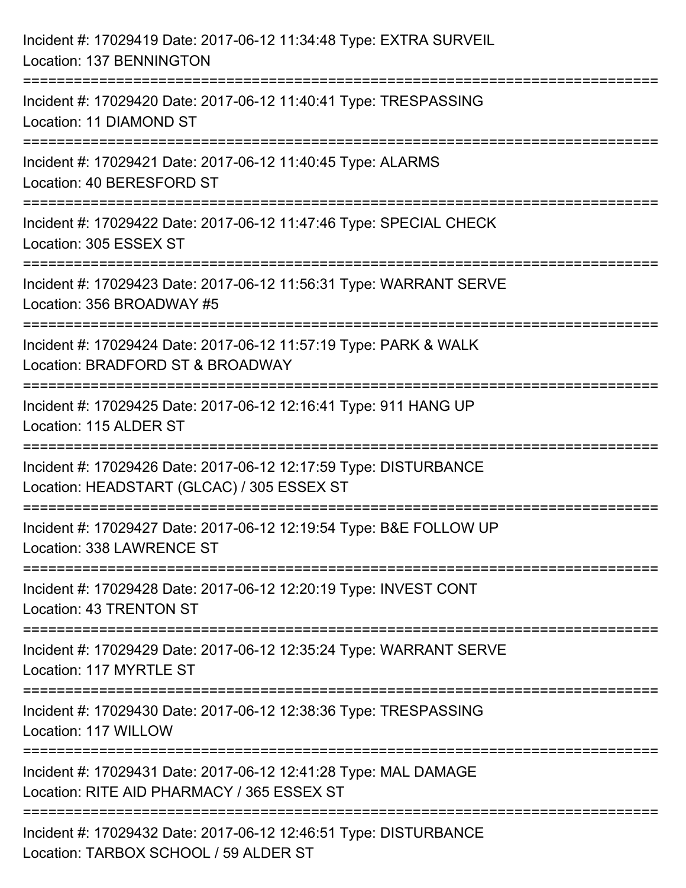Incident #: 17029419 Date: 2017-06-12 11:34:48 Type: EXTRA SURVEIL
Location: 137 BENNINGTON

===========================================================================

Incident #: 17029420 Date: 2017-06-12 11:40:41 Type: TRESPASSING
Location: 11 DIAMOND ST

===========================================================================

Incident #: 17029421 Date: 2017-06-12 11:40:45 Type: ALARMS
Location: 40 BERESFORD ST

===========================================================================

Incident #: 17029422 Date: 2017-06-12 11:47:46 Type: SPECIAL CHECK
Location: 305 ESSEX ST

===========================================================================

Incident #: 17029423 Date: 2017-06-12 11:56:31 Type: WARRANT SERVE
Location: 356 BROADWAY #5

===========================================================================

Incident #: 17029424 Date: 2017-06-12 11:57:19 Type: PARK & WALK
Location: BRADFORD ST & BROADWAY

===========================================================================

Incident #: 17029425 Date: 2017-06-12 12:16:41 Type: 911 HANG UP
Location: 115 ALDER ST

===========================================================================

Incident #: 17029426 Date: 2017-06-12 12:17:59 Type: DISTURBANCE
Location: HEADSTART (GLCAC) / 305 ESSEX ST

===========================================================================

Incident #: 17029427 Date: 2017-06-12 12:19:54 Type: B&E FOLLOW UP
Location: 338 LAWRENCE ST

===========================================================================

Incident #: 17029428 Date: 2017-06-12 12:20:19 Type: INVEST CONT
Location: 43 TRENTON ST

===========================================================================

Incident #: 17029429 Date: 2017-06-12 12:35:24 Type: WARRANT SERVE
Location: 117 MYRTLE ST

===========================================================================

Incident #: 17029430 Date: 2017-06-12 12:38:36 Type: TRESPASSING
Location: 117 WILLOW

===========================================================================

Incident #: 17029431 Date: 2017-06-12 12:41:28 Type: MAL DAMAGE
Location: RITE AID PHARMACY / 365 ESSEX ST

===========================================================================

Incident #: 17029432 Date: 2017-06-12 12:46:51 Type: DISTURBANCE
Location: TARBOX SCHOOL / 59 ALDER ST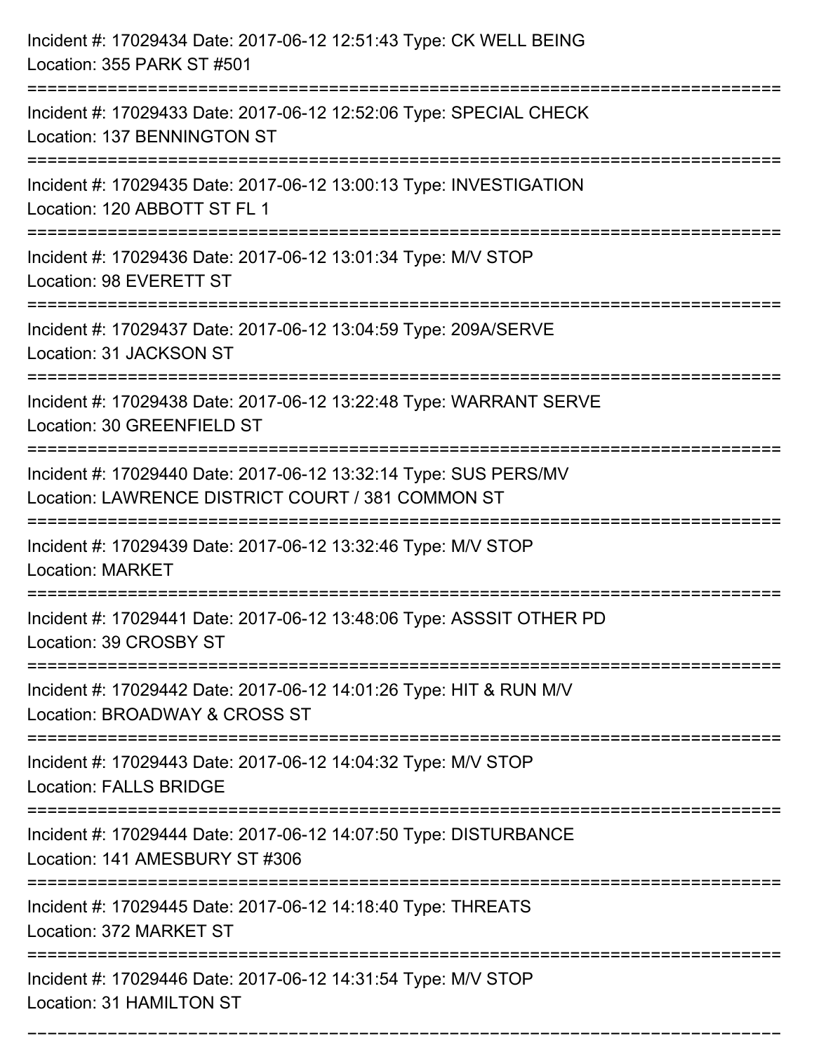Incident #: 17029434 Date: 2017-06-12 12:51:43 Type: CK WELL BEING
Location: 355 PARK ST #501

===========================================================================

Incident #: 17029433 Date: 2017-06-12 12:52:06 Type: SPECIAL CHECK
Location: 137 BENNINGTON ST

===========================================================================

Incident #: 17029435 Date: 2017-06-12 13:00:13 Type: INVESTIGATION
Location: 120 ABBOTT ST FL 1

===========================================================================

Incident #: 17029436 Date: 2017-06-12 13:01:34 Type: M/V STOP
Location: 98 EVERETT ST

===========================================================================

Incident #: 17029437 Date: 2017-06-12 13:04:59 Type: 209A/SERVE
Location: 31 JACKSON ST

===========================================================================

Incident #: 17029438 Date: 2017-06-12 13:22:48 Type: WARRANT SERVE
Location: 30 GREENFIELD ST

===========================================================================

Incident #: 17029440 Date: 2017-06-12 13:32:14 Type: SUS PERS/MV
Location: LAWRENCE DISTRICT COURT / 381 COMMON ST

===========================================================================

Incident #: 17029439 Date: 2017-06-12 13:32:46 Type: M/V STOP
Location: MARKET

===========================================================================

Incident #: 17029441 Date: 2017-06-12 13:48:06 Type: ASSSIT OTHER PD
Location: 39 CROSBY ST

===========================================================================

Incident #: 17029442 Date: 2017-06-12 14:01:26 Type: HIT & RUN M/V
Location: BROADWAY & CROSS ST

===========================================================================

Incident #: 17029443 Date: 2017-06-12 14:04:32 Type: M/V STOP
Location: FALLS BRIDGE

===========================================================================

Incident #: 17029444 Date: 2017-06-12 14:07:50 Type: DISTURBANCE
Location: 141 AMESBURY ST #306

===========================================================================

Incident #: 17029445 Date: 2017-06-12 14:18:40 Type: THREATS
Location: 372 MARKET ST

===========================================================================

Incident #: 17029446 Date: 2017-06-12 14:31:54 Type: M/V STOP
Location: 31 HAMILTON ST

===========================================================================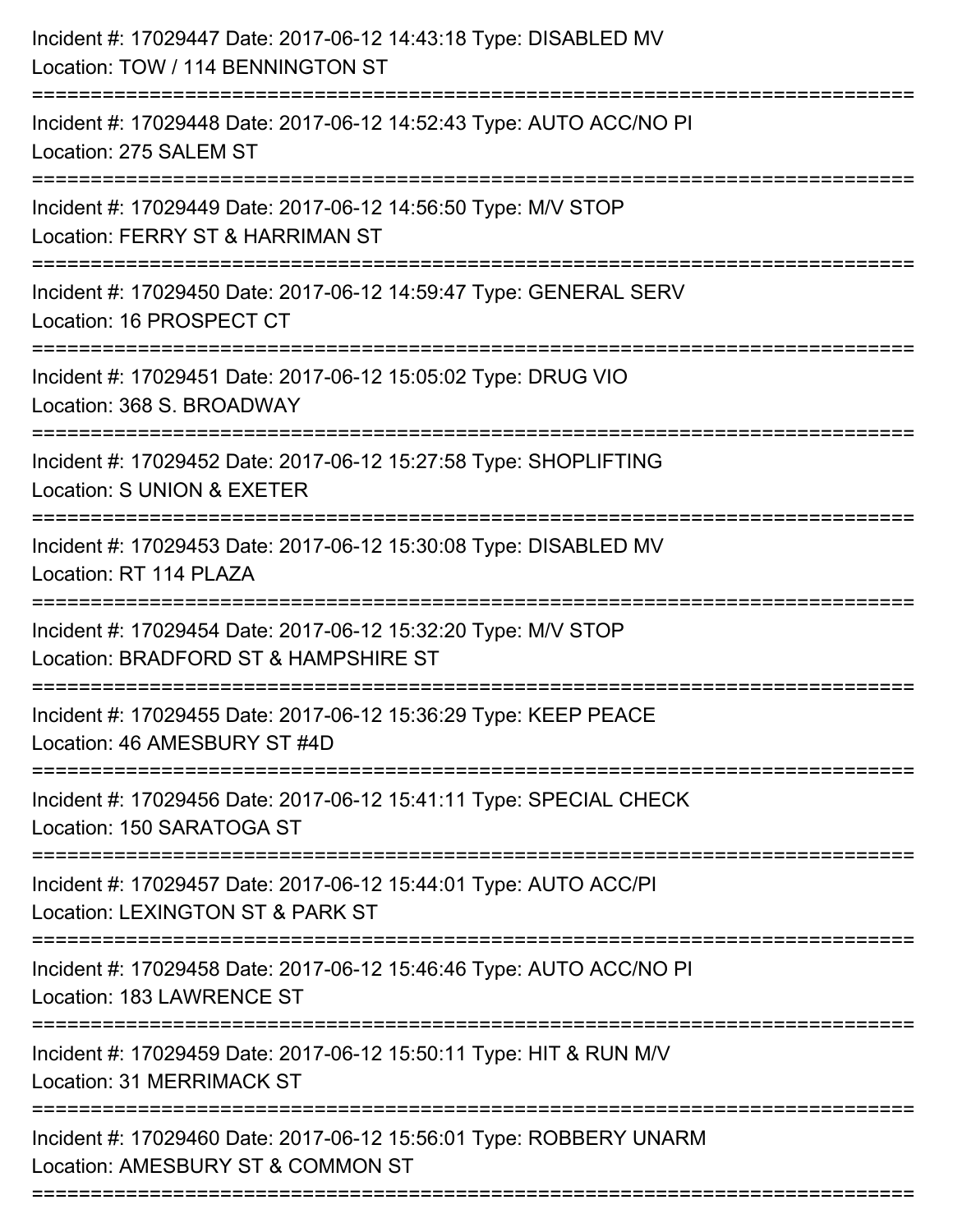Incident #: 17029447 Date: 2017-06-12 14:43:18 Type: DISABLED MV
Location: TOW / 114 BENNINGTON ST

===========================================================================

Incident #: 17029448 Date: 2017-06-12 14:52:43 Type: AUTO ACC/NO PI
Location: 275 SALEM ST

===========================================================================

Incident #: 17029449 Date: 2017-06-12 14:56:50 Type: M/V STOP
Location: FERRY ST & HARRIMAN ST

===========================================================================

Incident #: 17029450 Date: 2017-06-12 14:59:47 Type: GENERAL SERV
Location: 16 PROSPECT CT

===========================================================================

Incident #: 17029451 Date: 2017-06-12 15:05:02 Type: DRUG VIO
Location: 368 S. BROADWAY

===========================================================================

Incident #: 17029452 Date: 2017-06-12 15:27:58 Type: SHOPLIFTING
Location: S UNION & EXETER

===========================================================================

Incident #: 17029453 Date: 2017-06-12 15:30:08 Type: DISABLED MV
Location: RT 114 PLAZA

===========================================================================

Incident #: 17029454 Date: 2017-06-12 15:32:20 Type: M/V STOP
Location: BRADFORD ST & HAMPSHIRE ST

===========================================================================

Incident #: 17029455 Date: 2017-06-12 15:36:29 Type: KEEP PEACE
Location: 46 AMESBURY ST #4D

===========================================================================

Incident #: 17029456 Date: 2017-06-12 15:41:11 Type: SPECIAL CHECK
Location: 150 SARATOGA ST

===========================================================================

Incident #: 17029457 Date: 2017-06-12 15:44:01 Type: AUTO ACC/PI
Location: LEXINGTON ST & PARK ST

===========================================================================

Incident #: 17029458 Date: 2017-06-12 15:46:46 Type: AUTO ACC/NO PI
Location: 183 LAWRENCE ST

===========================================================================

Incident #: 17029459 Date: 2017-06-12 15:50:11 Type: HIT & RUN M/V
Location: 31 MERRIMACK ST

===========================================================================

Incident #: 17029460 Date: 2017-06-12 15:56:01 Type: ROBBERY UNARM
Location: AMESBURY ST & COMMON ST

===========================================================================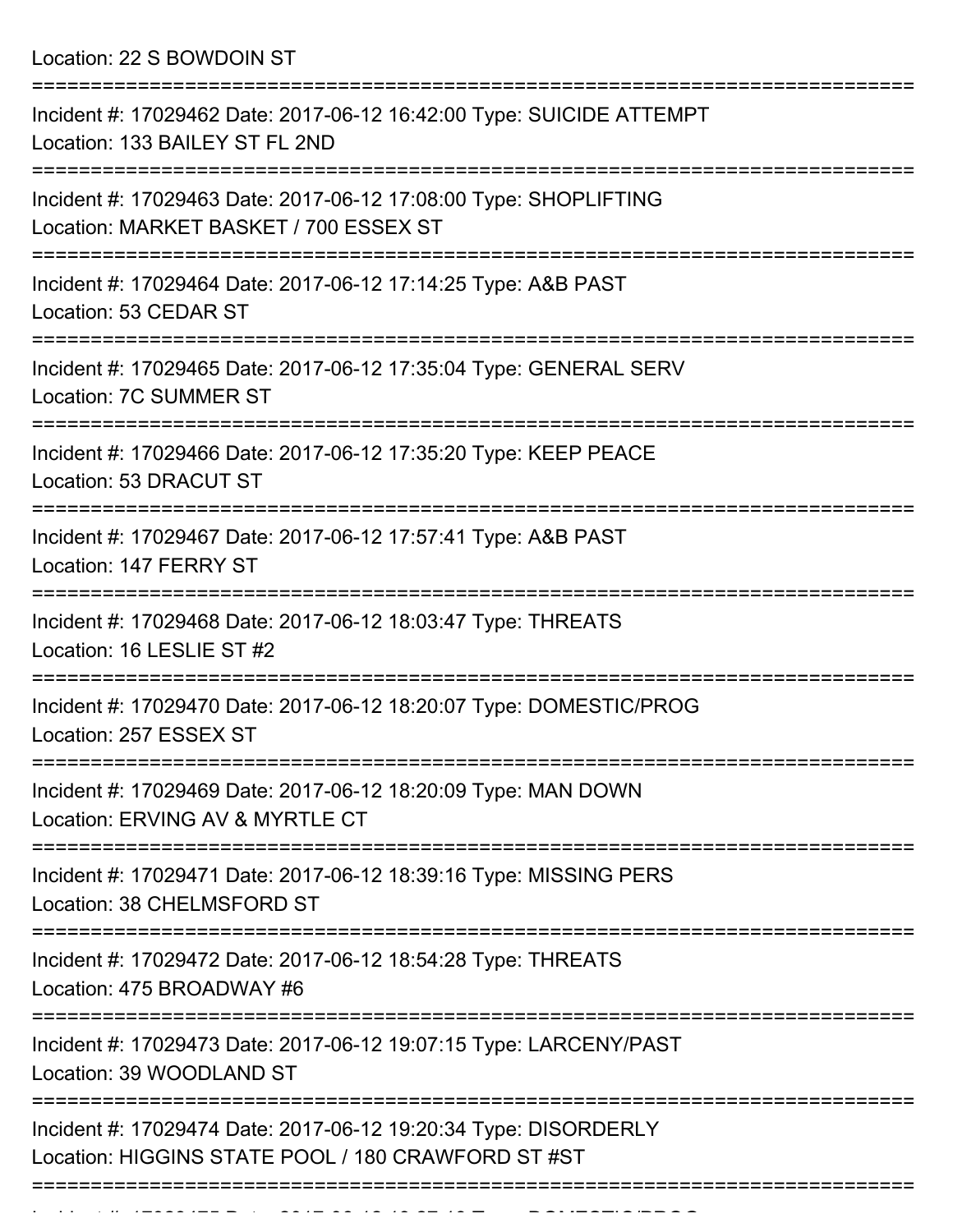Location: 22 S BOWDOIN ST

===========================================================================

Incident #: 17029462 Date: 2017-06-12 16:42:00 Type: SUICIDE ATTEMPT
Location: 133 BAILEY ST FL 2ND

===========================================================================

Incident #: 17029463 Date: 2017-06-12 17:08:00 Type: SHOPLIFTING
Location: MARKET BASKET / 700 ESSEX ST

===========================================================================

Incident #: 17029464 Date: 2017-06-12 17:14:25 Type: A&B PAST
Location: 53 CEDAR ST

===========================================================================

Incident #: 17029465 Date: 2017-06-12 17:35:04 Type: GENERAL SERV
Location: 7C SUMMER ST

===========================================================================

Incident #: 17029466 Date: 2017-06-12 17:35:20 Type: KEEP PEACE
Location: 53 DRACUT ST

===========================================================================

Incident #: 17029467 Date: 2017-06-12 17:57:41 Type: A&B PAST
Location: 147 FERRY ST

===========================================================================

Incident #: 17029468 Date: 2017-06-12 18:03:47 Type: THREATS
Location: 16 LESLIE ST #2

===========================================================================

Incident #: 17029470 Date: 2017-06-12 18:20:07 Type: DOMESTIC/PROG
Location: 257 ESSEX ST

===========================================================================

Incident #: 17029469 Date: 2017-06-12 18:20:09 Type: MAN DOWN
Location: ERVING AV & MYRTLE CT

===========================================================================

Incident #: 17029471 Date: 2017-06-12 18:39:16 Type: MISSING PERS
Location: 38 CHELMSFORD ST

===========================================================================

Incident #: 17029472 Date: 2017-06-12 18:54:28 Type: THREATS
Location: 475 BROADWAY #6

===========================================================================

Incident #: 17029473 Date: 2017-06-12 19:07:15 Type: LARCENY/PAST
Location: 39 WOODLAND ST

===========================================================================

Incident #: 17029474 Date: 2017-06-12 19:20:34 Type: DISORDERLY
Location: HIGGINS STATE POOL / 180 CRAWFORD ST #ST

===========================================================================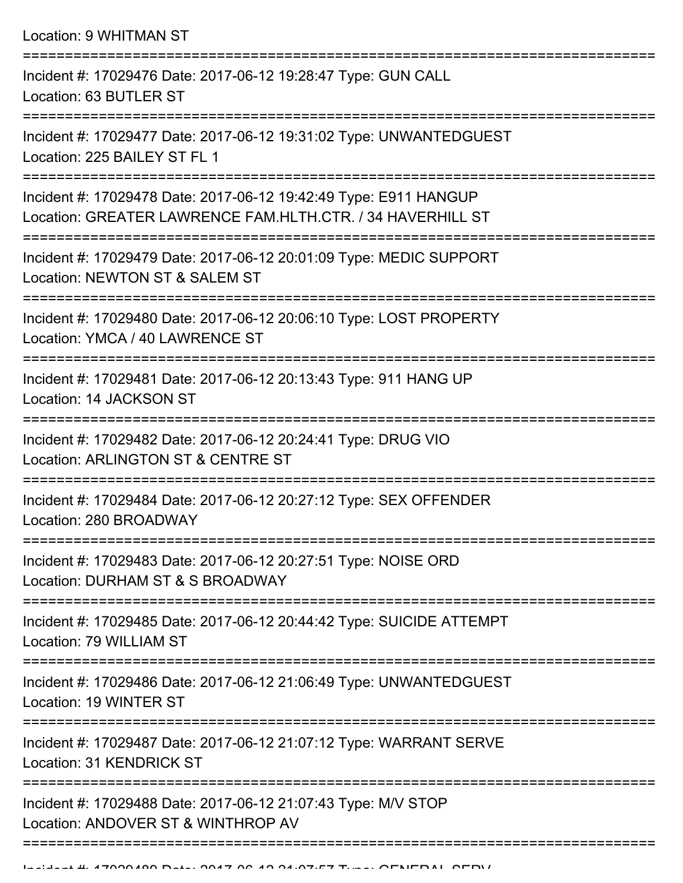Location: 9 WHITMAN ST

===========================================================================

Incident #: 17029476 Date: 2017-06-12 19:28:47 Type: GUN CALL
Location: 63 BUTLER ST

===========================================================================

Incident #: 17029477 Date: 2017-06-12 19:31:02 Type: UNWANTEDGUEST
Location: 225 BAILEY ST FL 1

===========================================================================

Incident #: 17029478 Date: 2017-06-12 19:42:49 Type: E911 HANGUP
Location: GREATER LAWRENCE FAM.HLTH.CTR. / 34 HAVERHILL ST

===========================================================================

Incident #: 17029479 Date: 2017-06-12 20:01:09 Type: MEDIC SUPPORT
Location: NEWTON ST & SALEM ST

===========================================================================

Incident #: 17029480 Date: 2017-06-12 20:06:10 Type: LOST PROPERTY
Location: YMCA / 40 LAWRENCE ST

===========================================================================

Incident #: 17029481 Date: 2017-06-12 20:13:43 Type: 911 HANG UP
Location: 14 JACKSON ST

===========================================================================

Incident #: 17029482 Date: 2017-06-12 20:24:41 Type: DRUG VIO
Location: ARLINGTON ST & CENTRE ST

===========================================================================

Incident #: 17029484 Date: 2017-06-12 20:27:12 Type: SEX OFFENDER
Location: 280 BROADWAY

===========================================================================

Incident #: 17029483 Date: 2017-06-12 20:27:51 Type: NOISE ORD
Location: DURHAM ST & S BROADWAY

===========================================================================

Incident #: 17029485 Date: 2017-06-12 20:44:42 Type: SUICIDE ATTEMPT
Location: 79 WILLIAM ST

===========================================================================

Incident #: 17029486 Date: 2017-06-12 21:06:49 Type: UNWANTEDGUEST
Location: 19 WINTER ST

===========================================================================

Incident #: 17029487 Date: 2017-06-12 21:07:12 Type: WARRANT SERVE
Location: 31 KENDRICK ST

===========================================================================

Incident #: 17029488 Date: 2017-06-12 21:07:43 Type: M/V STOP
Location: ANDOVER ST & WINTHROP AV

===========================================================================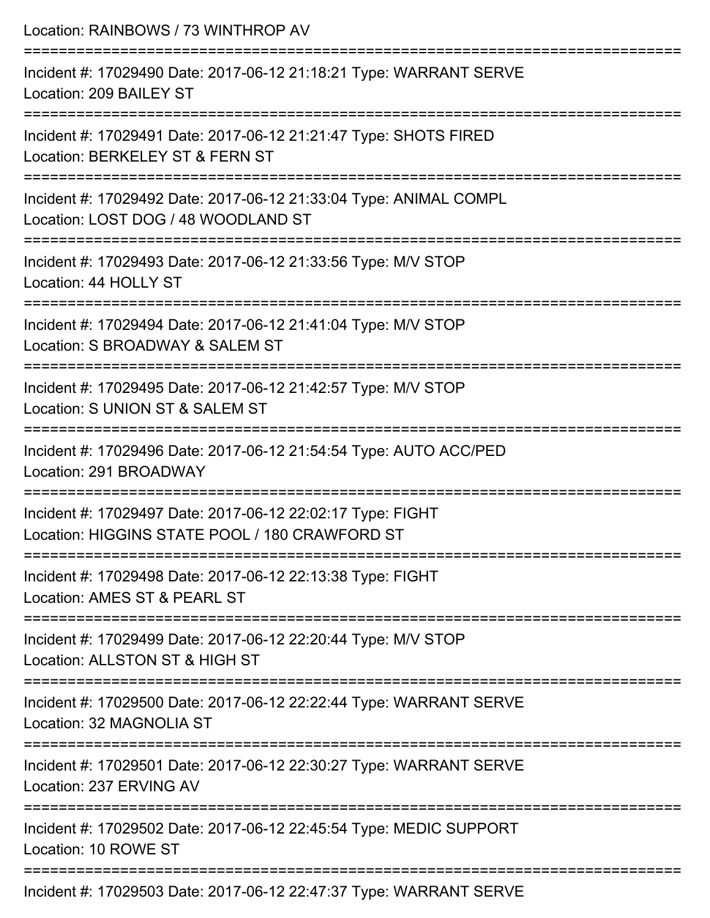Location: RAINBOWS / 73 WINTHROP AV

===========================================================================

Incident #: 17029490 Date: 2017-06-12 21:18:21 Type: WARRANT SERVE
Location: 209 BAILEY ST

===========================================================================

Incident #: 17029491 Date: 2017-06-12 21:21:47 Type: SHOTS FIRED
Location: BERKELEY ST & FERN ST

===========================================================================

Incident #: 17029492 Date: 2017-06-12 21:33:04 Type: ANIMAL COMPL
Location: LOST DOG / 48 WOODLAND ST

===========================================================================

Incident #: 17029493 Date: 2017-06-12 21:33:56 Type: M/V STOP
Location: 44 HOLLY ST

===========================================================================

Incident #: 17029494 Date: 2017-06-12 21:41:04 Type: M/V STOP
Location: S BROADWAY & SALEM ST

===========================================================================

Incident #: 17029495 Date: 2017-06-12 21:42:57 Type: M/V STOP
Location: S UNION ST & SALEM ST

===========================================================================

Incident #: 17029496 Date: 2017-06-12 21:54:54 Type: AUTO ACC/PED
Location: 291 BROADWAY

===========================================================================

Incident #: 17029497 Date: 2017-06-12 22:02:17 Type: FIGHT
Location: HIGGINS STATE POOL / 180 CRAWFORD ST

===========================================================================

Incident #: 17029498 Date: 2017-06-12 22:13:38 Type: FIGHT
Location: AMES ST & PEARL ST

===========================================================================

Incident #: 17029499 Date: 2017-06-12 22:20:44 Type: M/V STOP
Location: ALLSTON ST & HIGH ST

===========================================================================

Incident #: 17029500 Date: 2017-06-12 22:22:44 Type: WARRANT SERVE
Location: 32 MAGNOLIA ST

===========================================================================

Incident #: 17029501 Date: 2017-06-12 22:30:27 Type: WARRANT SERVE
Location: 237 ERVING AV

===========================================================================

Incident #: 17029502 Date: 2017-06-12 22:45:54 Type: MEDIC SUPPORT
Location: 10 ROWE ST

===========================================================================

Incident #: 17029503 Date: 2017-06-12 22:47:37 Type: WARRANT SERVE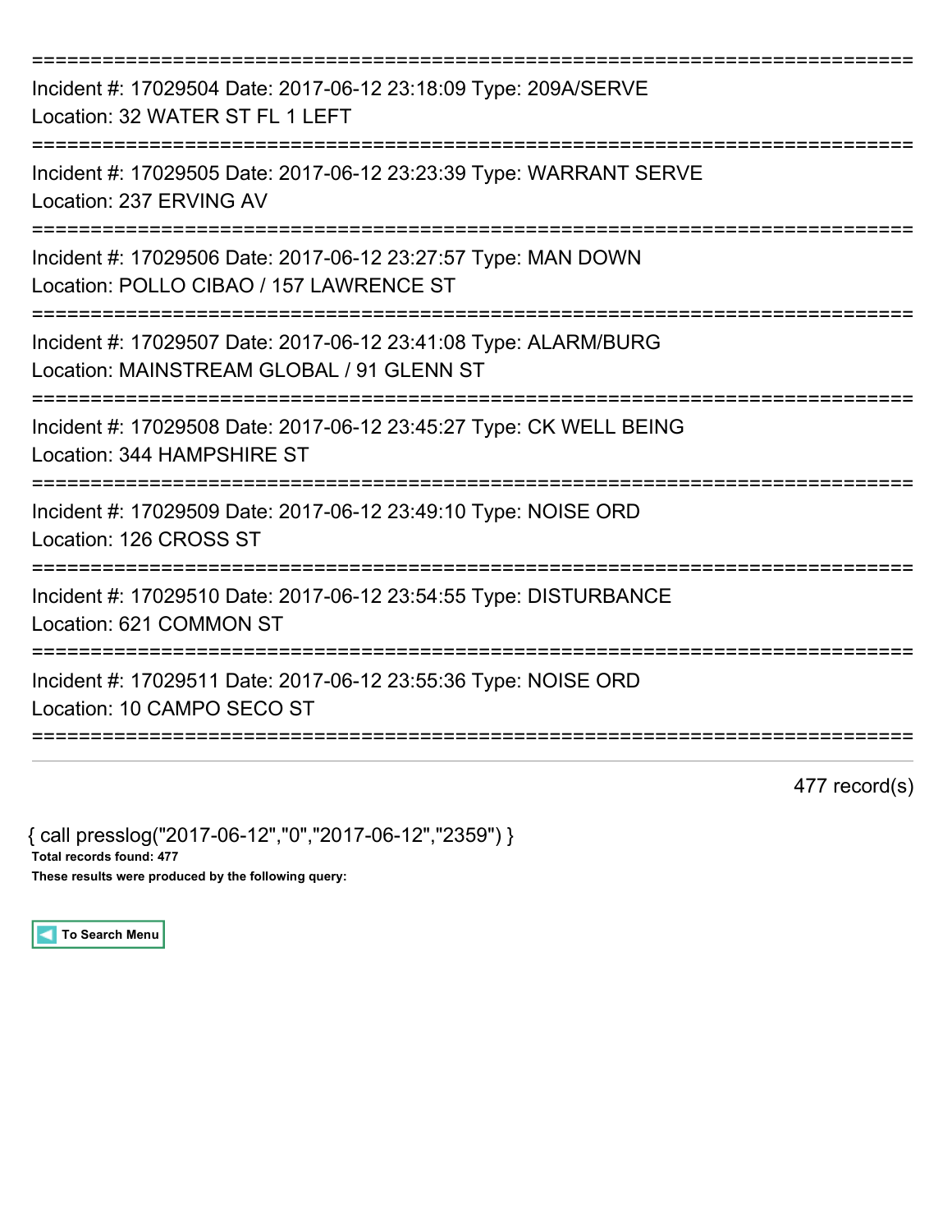===========================================================================

Incident #: 17029504 Date: 2017-06-12 23:18:09 Type: 209A/SERVE
Location: 32 WATER ST FL 1 LEFT

===========================================================================

Incident #: 17029505 Date: 2017-06-12 23:23:39 Type: WARRANT SERVE
Location: 237 ERVING AV

===========================================================================

Incident #: 17029506 Date: 2017-06-12 23:27:57 Type: MAN DOWN
Location: POLLO CIBAO / 157 LAWRENCE ST

===========================================================================

Incident #: 17029507 Date: 2017-06-12 23:41:08 Type: ALARM/BURG
Location: MAINSTREAM GLOBAL / 91 GLENN ST

===========================================================================

Incident #: 17029508 Date: 2017-06-12 23:45:27 Type: CK WELL BEING
Location: 344 HAMPSHIRE ST

===========================================================================

Incident #: 17029509 Date: 2017-06-12 23:49:10 Type: NOISE ORD
Location: 126 CROSS ST

===========================================================================

Incident #: 17029510 Date: 2017-06-12 23:54:55 Type: DISTURBANCE
Location: 621 COMMON ST

===========================================================================

Incident #: 17029511 Date: 2017-06-12 23:55:36 Type: NOISE ORD
Location: 10 CAMPO SECO ST

===========================================================================

477 record(s)

{ call presslog("2017-06-12","0","2017-06-12","2359") }

**Total records found: 477**

**These results were produced by the following query:**

To Search Menu